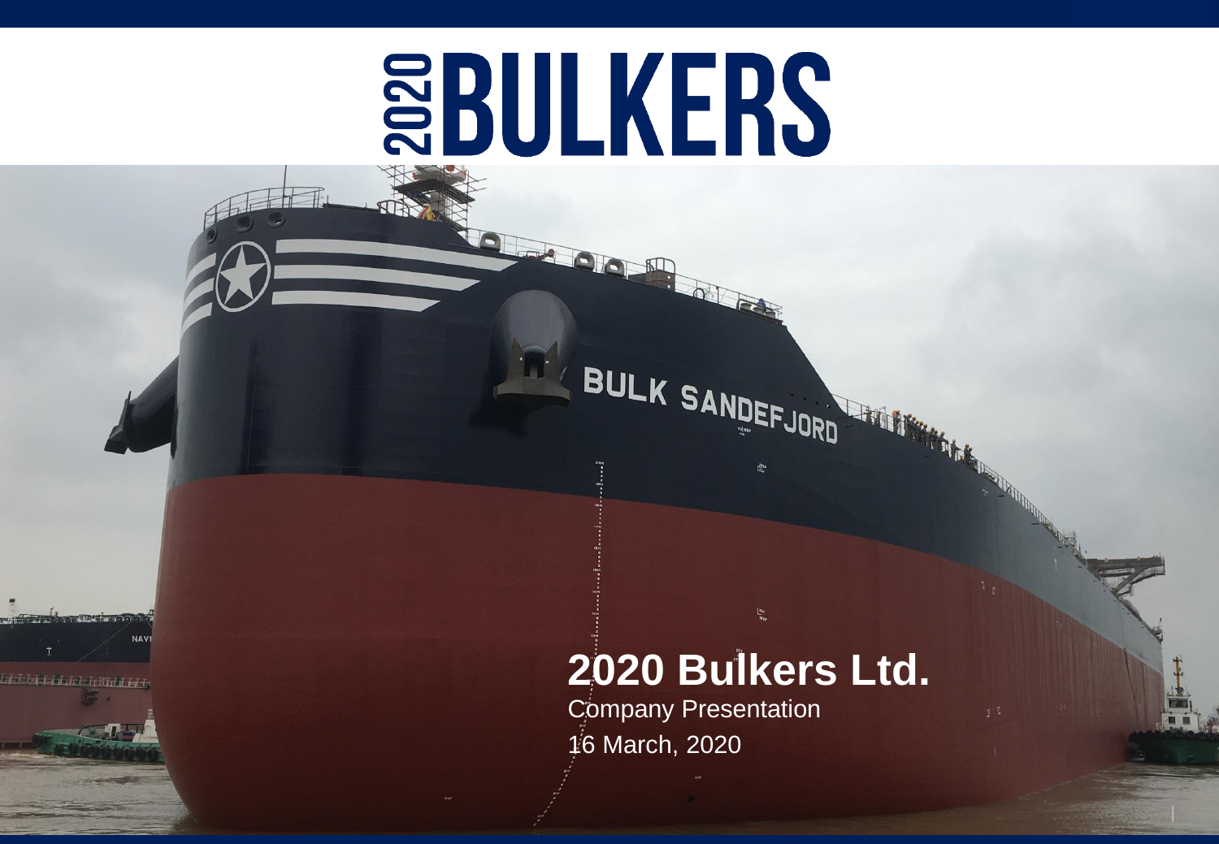# 2020 BULKERS

# 2020 Bulkers Ltd.

Company Presentation

16 March, 2020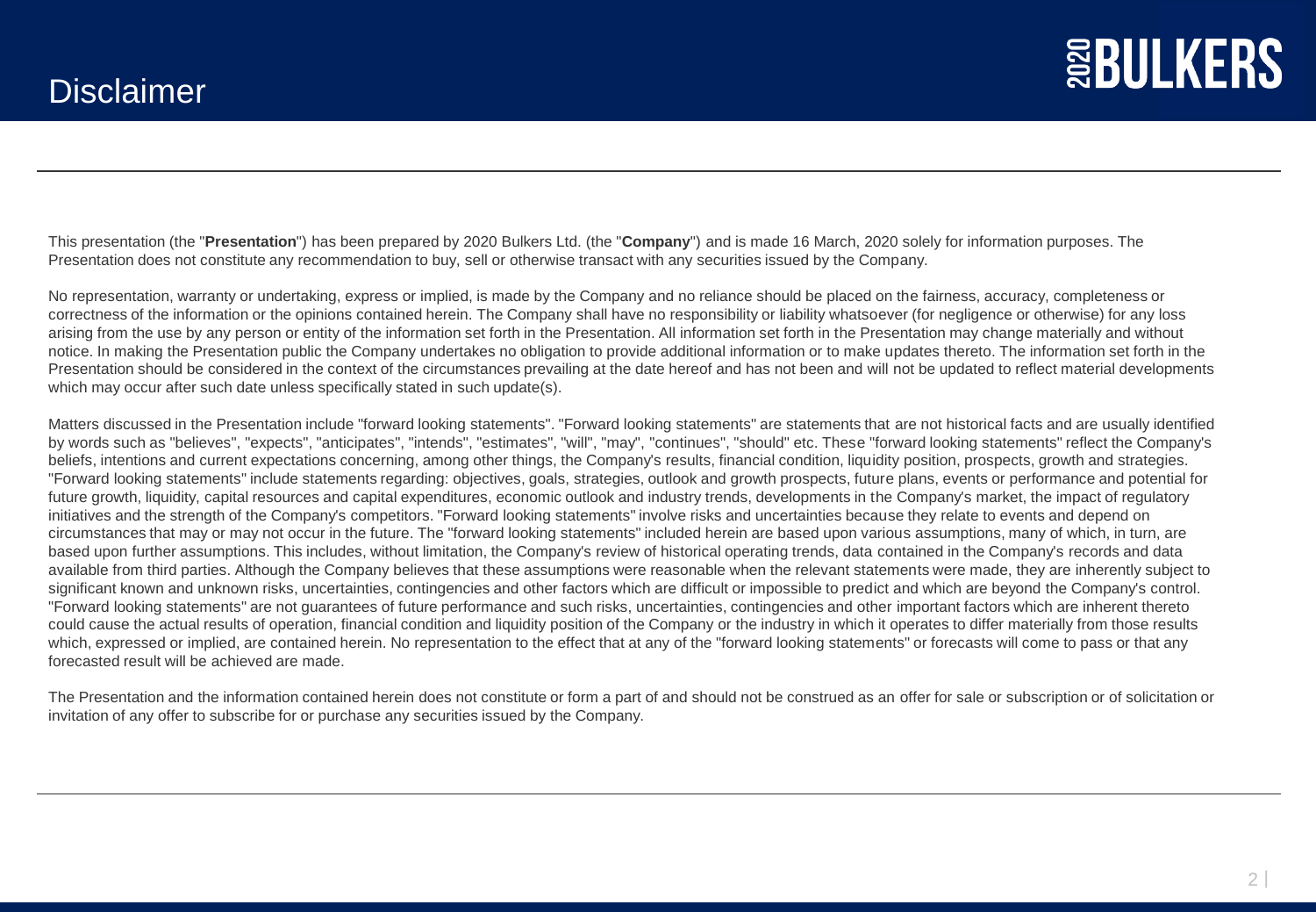# Disclaimer

This presentation (the "**Presentation**") has been prepared by 2020 Bulkers Ltd. (the "**Company**") and is made 16 March, 2020 solely for information purposes. The Presentation does not constitute any recommendation to buy, sell or otherwise transact with any securities issued by the Company.

No representation, warranty or undertaking, express or implied, is made by the Company and no reliance should be placed on the fairness, accuracy, completeness or correctness of the information or the opinions contained herein. The Company shall have no responsibility or liability whatsoever (for negligence or otherwise) for any loss arising from the use by any person or entity of the information set forth in the Presentation. All information set forth in the Presentation may change materially and without notice. In making the Presentation public the Company undertakes no obligation to provide additional information or to make updates thereto. The information set forth in the Presentation should be considered in the context of the circumstances prevailing at the date hereof and has not been and will not be updated to reflect material developments which may occur after such date unless specifically stated in such update(s).

Matters discussed in the Presentation include "forward looking statements". "Forward looking statements" are statements that are not historical facts and are usually identified by words such as "believes", "expects", "anticipates", "intends", "estimates", "will", "may", "continues", "should" etc. These "forward looking statements" reflect the Company's beliefs, intentions and current expectations concerning, among other things, the Company's results, financial condition, liquidity position, prospects, growth and strategies. "Forward looking statements" include statements regarding: objectives, goals, strategies, outlook and growth prospects, future plans, events or performance and potential for future growth, liquidity, capital resources and capital expenditures, economic outlook and industry trends, developments in the Company's market, the impact of regulatory initiatives and the strength of the Company's competitors. "Forward looking statements" involve risks and uncertainties because they relate to events and depend on circumstances that may or may not occur in the future. The "forward looking statements" included herein are based upon various assumptions, many of which, in turn, are based upon further assumptions. This includes, without limitation, the Company's review of historical operating trends, data contained in the Company's records and data available from third parties. Although the Company believes that these assumptions were reasonable when the relevant statements were made, they are inherently subject to significant known and unknown risks, uncertainties, contingencies and other factors which are difficult or impossible to predict and which are beyond the Company's control. "Forward looking statements" are not guarantees of future performance and such risks, uncertainties, contingencies and other important factors which are inherent thereto could cause the actual results of operation, financial condition and liquidity position of the Company or the industry in which it operates to differ materially from those results which, expressed or implied, are contained herein. No representation to the effect that at any of the "forward looking statements" or forecasts will come to pass or that any forecasted result will be achieved are made.

The Presentation and the information contained herein does not constitute or form a part of and should not be construed as an offer for sale or subscription or of solicitation or invitation of any offer to subscribe for or purchase any securities issued by the Company.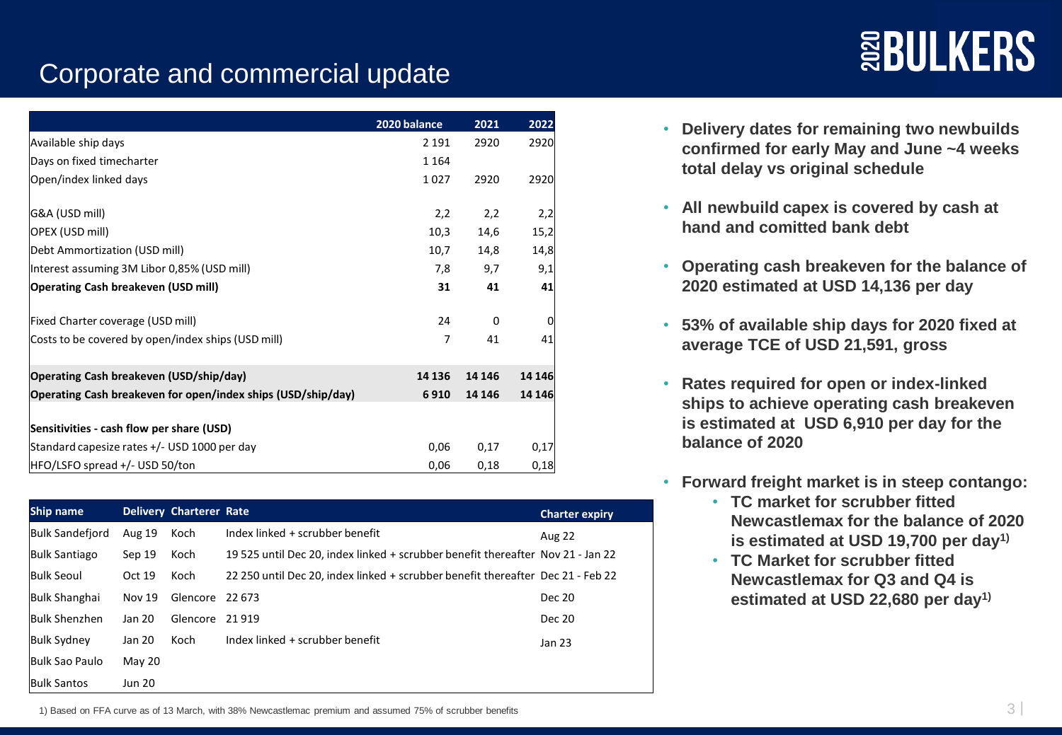# Corporate and commercial update

| | 2020 balance | 2021 | 2022 |
|---|---|---|---|
| Available ship days | 2 191 | 2920 | 2920 |
| Days on fixed timecharter | 1 164 | | |
| Open/index linked days | 1 027 | 2920 | 2920 |
| | | | |
| G&A (USD mill) | 2,2 | 2,2 | 2,2 |
| OPEX (USD mill) | 10,3 | 14,6 | 15,2 |
| Debt Ammortization (USD mill) | 10,7 | 14,8 | 14,8 |
| Interest assuming 3M Libor 0,85% (USD mill) | 7,8 | 9,7 | 9,1 |
| **Operating Cash breakeven (USD mill)** | **31** | **41** | **41** |
| | | | |
| Fixed Charter coverage (USD mill) | 24 | 0 | 0 |
| Costs to be covered by open/index ships (USD mill) | 7 | 41 | 41 |
| | | | |
| **Operating Cash breakeven (USD/ship/day)** | **14 136** | **14 146** | **14 146** |
| **Operating Cash breakeven for open/index ships (USD/ship/day)** | **6 910** | **14 146** | **14 146** |
| | | | |
| **Sensitivities - cash flow per share (USD)** | | | |
| Standard capesize rates +/- USD 1000 per day | 0,06 | 0,17 | 0,17 |
| HFO/LSFO spread +/- USD 50/ton | 0,06 | 0,18 | 0,18 |

| Ship name | Delivery | Charterer | Rate | Charter expiry |
|---|---|---|---|---|
| Bulk Sandefjord | Aug 19 | Koch | Index linked + scrubber benefit | Aug 22 |
| Bulk Santiago | Sep 19 | Koch | 19 525 until Dec 20, index linked + scrubber benefit thereafter | Nov 21 - Jan 22 |
| Bulk Seoul | Oct 19 | Koch | 22 250 until Dec 20, index linked + scrubber benefit thereafter | Dec 21 - Feb 22 |
| Bulk Shanghai | Nov 19 | Glencore | 22 673 | Dec 20 |
| Bulk Shenzhen | Jan 20 | Glencore | 21 919 | Dec 20 |
| Bulk Sydney | Jan 20 | Koch | Index linked + scrubber benefit | Jan 23 |
| Bulk Sao Paulo | May 20 | | | |
| Bulk Santos | Jun 20 | | | |

- **Delivery dates for remaining two newbuilds confirmed for early May and June ~4 weeks total delay vs original schedule**
- **All newbuild capex is covered by cash at hand and comitted bank debt**
- **Operating cash breakeven for the balance of 2020 estimated at USD 14,136 per day**
- **53% of available ship days for 2020 fixed at average TCE of USD 21,591, gross**
- **Rates required for open or index-linked ships to achieve operating cash breakeven is estimated at USD 6,910 per day for the balance of 2020**
- **Forward freight market is in steep contango:**
  - **TC market for scrubber fitted Newcastlemax for the balance of 2020 is estimated at USD 19,700 per day[1)]**
  - **TC Market for scrubber fitted Newcastlemax for Q3 and Q4 is estimated at USD 22,680 per day[1)]**

1) Based on FFA curve as of 13 March, with 38% Newcastlemac premium and assumed 75% of scrubber benefits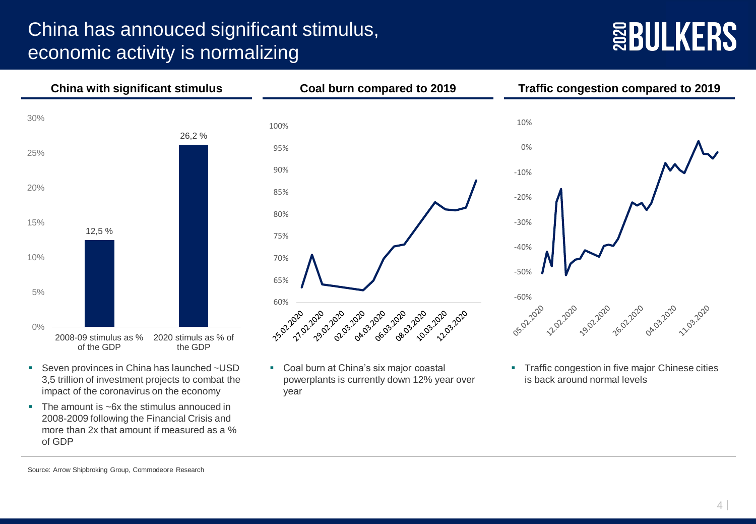# China has annouced significant stimulus, economic activity is normalizing

### China with significant stimulus

| | Value |
|---|---|
| 2008-09 stimulus as % of the GDP | 12,5 % |
| 2020 stimuls as % of the GDP | 26,2 % |

- Seven provinces in China has launched ~USD 3,5 trillion of investment projects to combat the impact of the coronavirus on the economy
- The amount is ~6x the stimulus annouced in 2008-2009 following the Financial Crisis and more than 2x that amount if measured as a % of GDP

### Coal burn compared to 2019

- Coal burn at China's six major coastal powerplants is currently down 12% year over year

### Traffic congestion compared to 2019

- Traffic congestion in five major Chinese cities is back around normal levels

Source: Arrow Shipbroking Group, Commodeore Research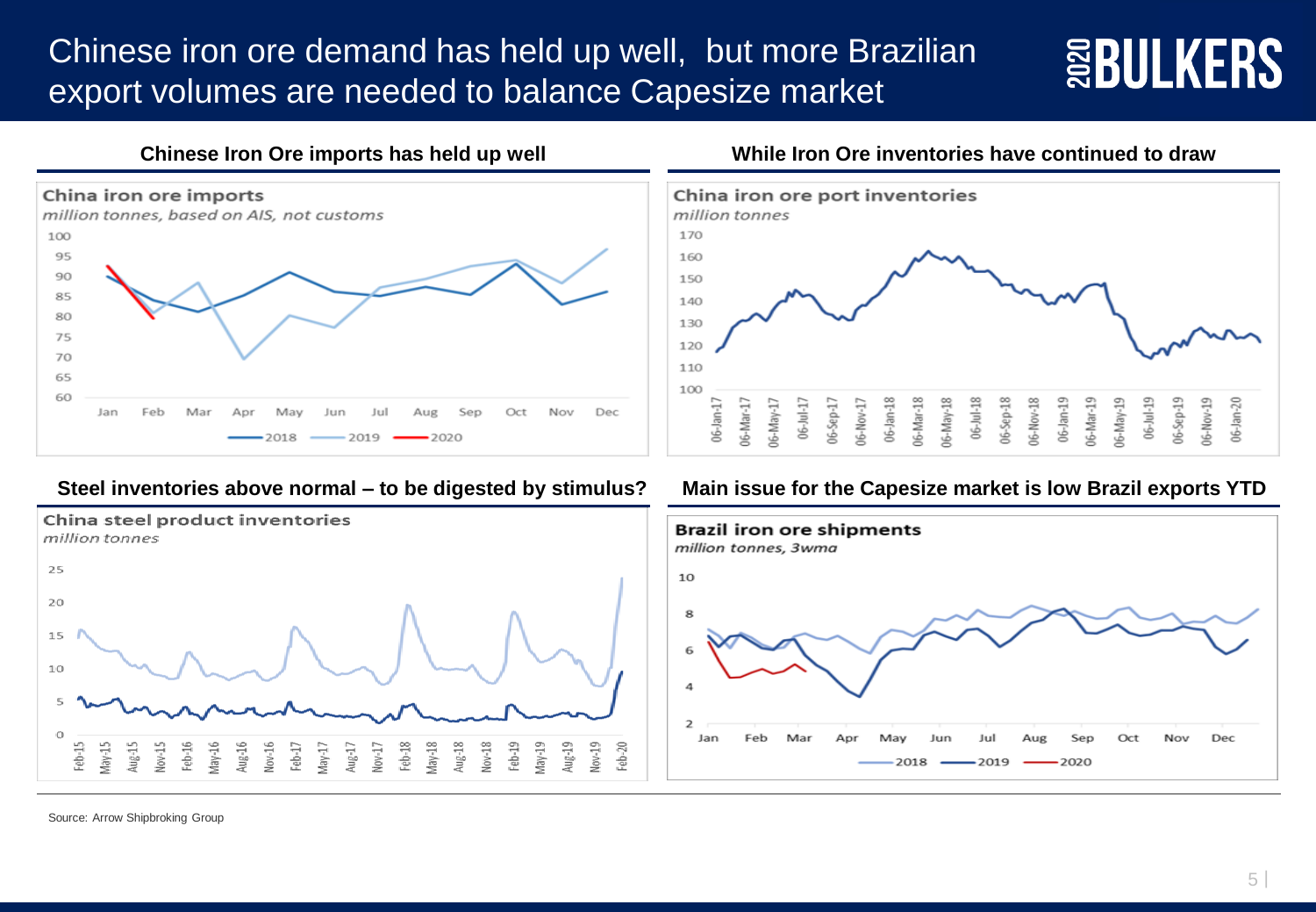# Chinese iron ore demand has held up well, but more Brazilian export volumes are needed to balance Capesize market

2020 BULKERS

**Chinese Iron Ore imports has held up well**

China iron ore imports
*million tonnes, based on AIS, not customs*

**While Iron Ore inventories have continued to draw**

China iron ore port inventories
*million tonnes*

**Steel inventories above normal – to be digested by stimulus?**

China steel product inventories
*million tonnes*

**Main issue for the Capesize market is low Brazil exports YTD**

Brazil iron ore shipments
*million tonnes, 3wma*

Source: Arrow Shipbroking Group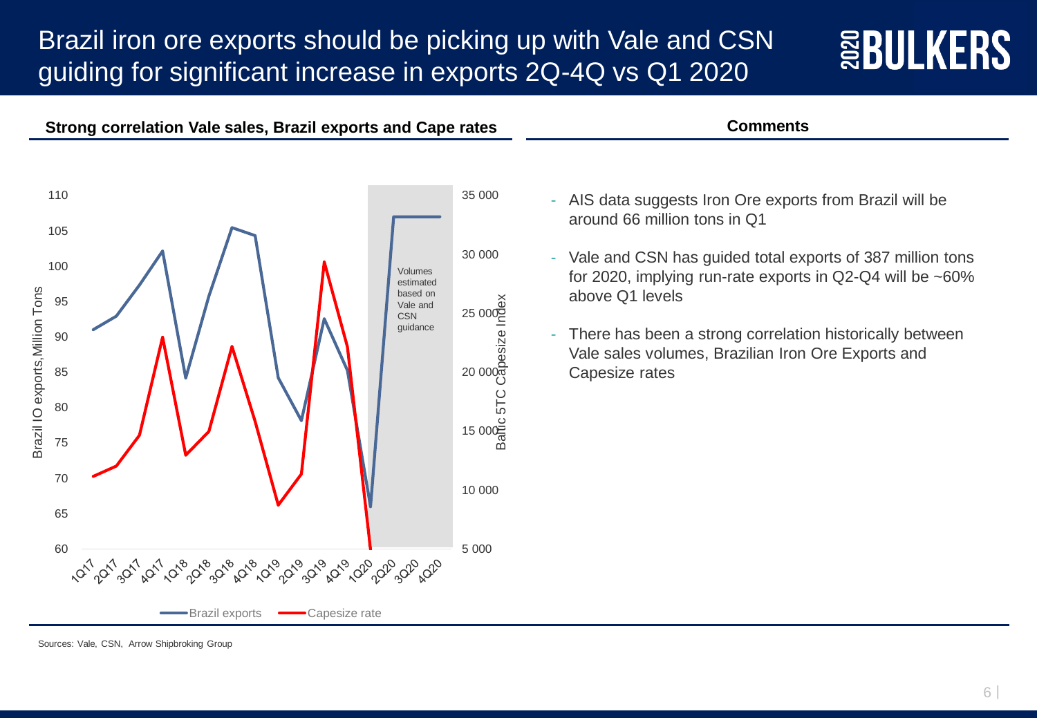# Brazil iron ore exports should be picking up with Vale and CSN guiding for significant increase in exports 2Q-4Q vs Q1 2020

## Strong correlation Vale sales, Brazil exports and Cape rates

Brazil IO exports, Million Tons (left axis: 60–110); Baltic 5TC Capesize Index (right axis: 5 000–35 000)

Quarters: 1Q17, 2Q17, 3Q17, 4Q17, 1Q18, 2Q18, 3Q18, 4Q18, 1Q19, 2Q19, 3Q19, 4Q19, 1Q20, 2Q20, 3Q20, 4Q20

Volumes estimated based on Vale and CSN guidance

Legend: Brazil exports, Capesize rate

## Comments

- AIS data suggests Iron Ore exports from Brazil will be around 66 million tons in Q1
- Vale and CSN has guided total exports of 387 million tons for 2020, implying run-rate exports in Q2-Q4 will be ~60% above Q1 levels
- There has been a strong correlation historically between Vale sales volumes, Brazilian Iron Ore Exports and Capesize rates

Sources: Vale, CSN, Arrow Shipbroking Group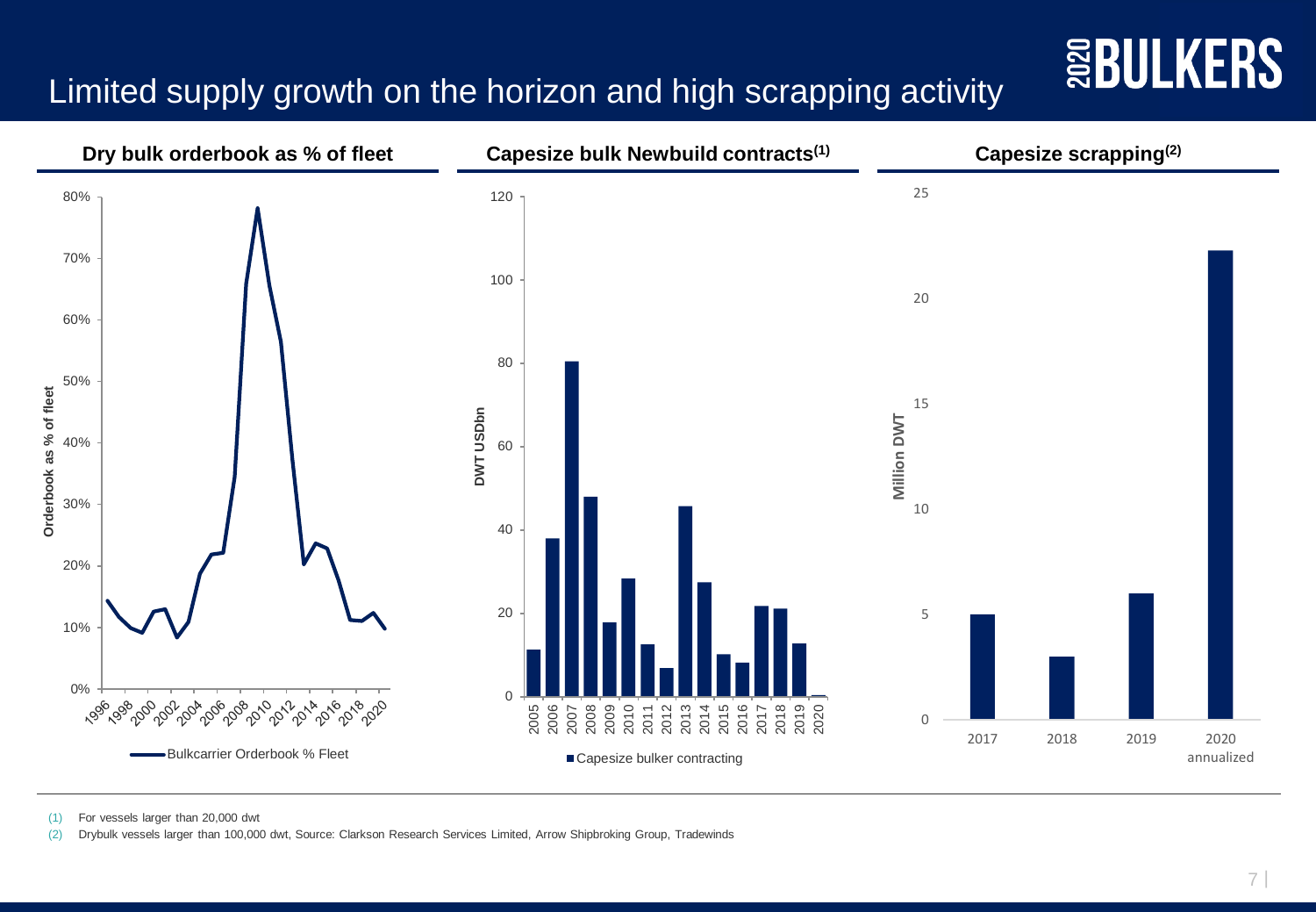# Limited supply growth on the horizon and high scrapping activity

2020 BULKERS

## Dry bulk orderbook as % of fleet

80%
70%
60%
50%
40%
30%
20%
10%
0%

Orderbook as % of fleet

1996 1998 2000 2002 2004 2006 2008 2010 2012 2014 2016 2018 2020

Bulkcarrier Orderbook % Fleet

## Capesize bulk Newbuild contracts(1)

120
100
80
60
40
20
0

DWT USDbn

2005 2006 2007 2008 2009 2010 2011 2012 2013 2014 2015 2016 2017 2018 2019 2020

Capesize bulker contracting

## Capesize scrapping(2)

25
20
15
10
5
0

Million DWT

2017 2018 2019 2020 annualized

(1) For vessels larger than 20,000 dwt

(2) Drybulk vessels larger than 100,000 dwt, Source: Clarkson Research Services Limited, Arrow Shipbroking Group, Tradewinds